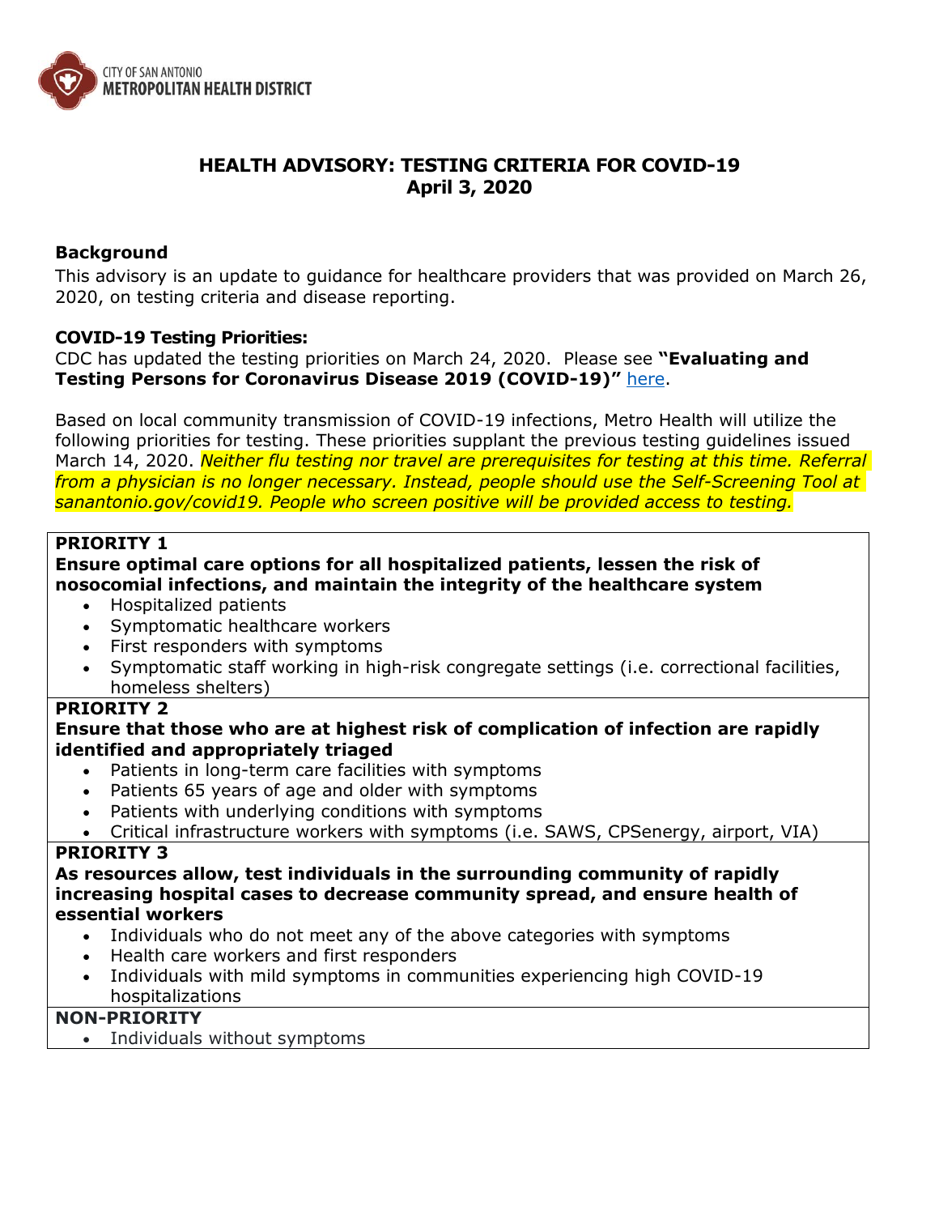CITY OF SAN ANTONIO
METROPOLITAN HEALTH DISTRICT

# HEALTH ADVISORY: TESTING CRITERIA FOR COVID-19
## April 3, 2020

**Background**

This advisory is an update to guidance for healthcare providers that was provided on March 26, 2020, on testing criteria and disease reporting.

**COVID-19 Testing Priorities:**

CDC has updated the testing priorities on March 24, 2020. Please see **"Evaluating and Testing Persons for Coronavirus Disease 2019 (COVID-19)"** here.

Based on local community transmission of COVID-19 infections, Metro Health will utilize the following priorities for testing. These priorities supplant the previous testing guidelines issued March 14, 2020. *Neither flu testing nor travel are prerequisites for testing at this time. Referral from a physician is no longer necessary. Instead, people should use the Self-Screening Tool at sanantonio.gov/covid19. People who screen positive will be provided access to testing.*

**PRIORITY 1**

**Ensure optimal care options for all hospitalized patients, lessen the risk of nosocomial infections, and maintain the integrity of the healthcare system**

- Hospitalized patients
- Symptomatic healthcare workers
- First responders with symptoms
- Symptomatic staff working in high-risk congregate settings (i.e. correctional facilities, homeless shelters)

**PRIORITY 2**

**Ensure that those who are at highest risk of complication of infection are rapidly identified and appropriately triaged**

- Patients in long-term care facilities with symptoms
- Patients 65 years of age and older with symptoms
- Patients with underlying conditions with symptoms
- Critical infrastructure workers with symptoms (i.e. SAWS, CPSenergy, airport, VIA)

**PRIORITY 3**

**As resources allow, test individuals in the surrounding community of rapidly increasing hospital cases to decrease community spread, and ensure health of essential workers**

- Individuals who do not meet any of the above categories with symptoms
- Health care workers and first responders
- Individuals with mild symptoms in communities experiencing high COVID-19 hospitalizations

**NON-PRIORITY**

- Individuals without symptoms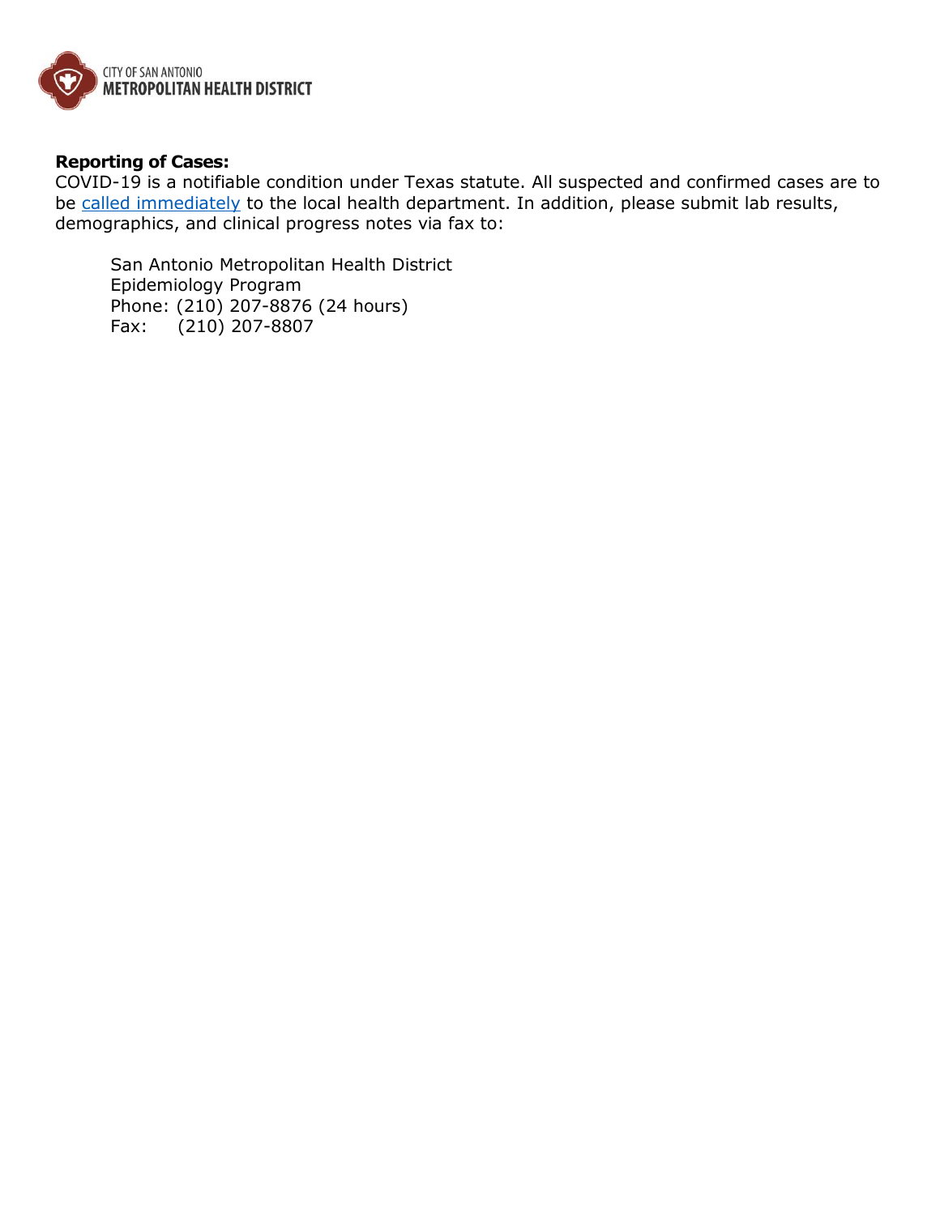**Reporting of Cases:**
COVID-19 is a notifiable condition under Texas statute. All suspected and confirmed cases are to be called immediately to the local health department. In addition, please submit lab results, demographics, and clinical progress notes via fax to:

San Antonio Metropolitan Health District
Epidemiology Program
Phone: (210) 207-8876 (24 hours)
Fax: (210) 207-8807